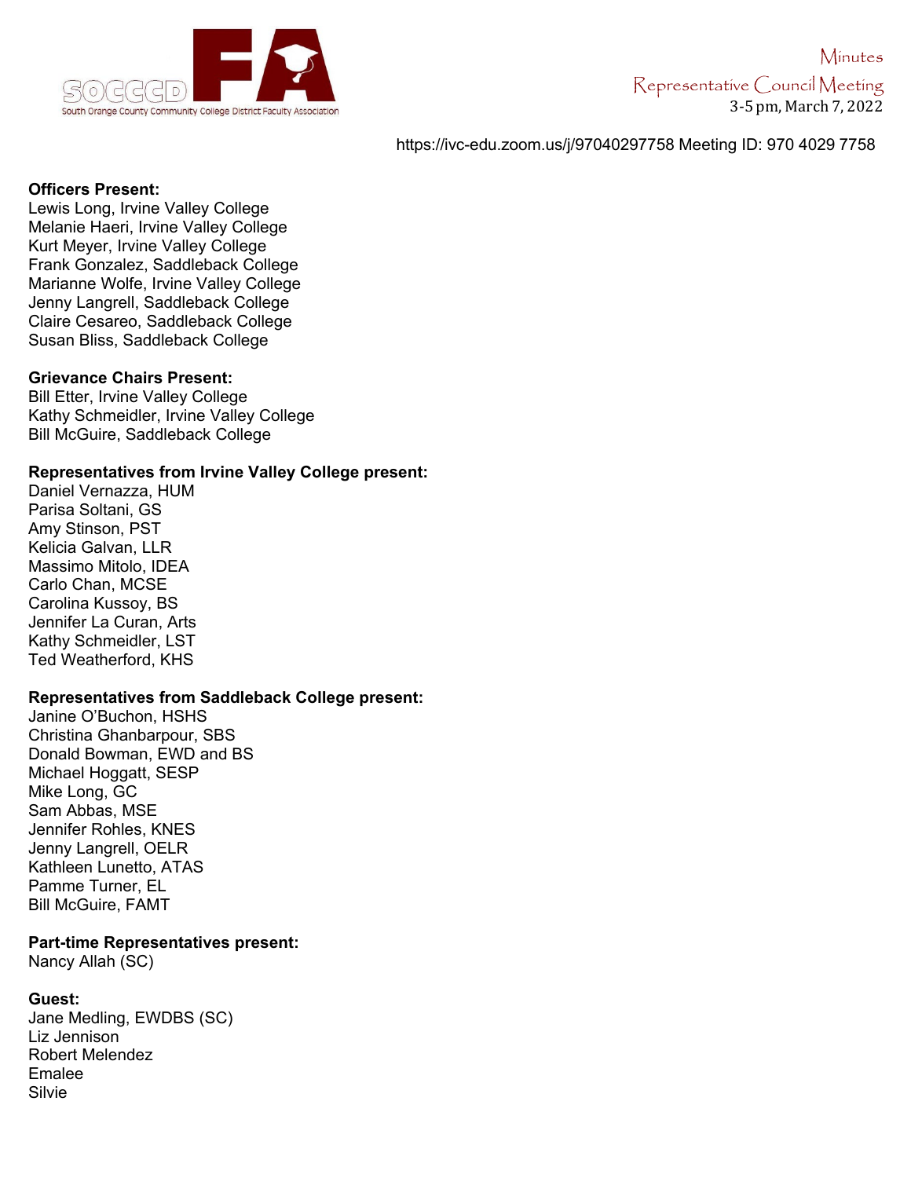SOCCCD FA
South Orange County Community College District Faculty Association

Minutes
Representative Council Meeting
3-5 pm, March 7, 2022

https://ivc-edu.zoom.us/j/97040297758 Meeting ID: 970 4029 7758

**Officers Present:**
Lewis Long, Irvine Valley College
Melanie Haeri, Irvine Valley College
Kurt Meyer, Irvine Valley College
Frank Gonzalez, Saddleback College
Marianne Wolfe, Irvine Valley College
Jenny Langrell, Saddleback College
Claire Cesareo, Saddleback College
Susan Bliss, Saddleback College

**Grievance Chairs Present:**
Bill Etter, Irvine Valley College
Kathy Schmeidler, Irvine Valley College
Bill McGuire, Saddleback College

**Representatives from Irvine Valley College present:**
Daniel Vernazza, HUM
Parisa Soltani, GS
Amy Stinson, PST
Kelicia Galvan, LLR
Massimo Mitolo, IDEA
Carlo Chan, MCSE
Carolina Kussoy, BS
Jennifer La Curan, Arts
Kathy Schmeidler, LST
Ted Weatherford, KHS

**Representatives from Saddleback College present:**
Janine O'Buchon, HSHS
Christina Ghanbarpour, SBS
Donald Bowman, EWD and BS
Michael Hoggatt, SESP
Mike Long, GC
Sam Abbas, MSE
Jennifer Rohles, KNES
Jenny Langrell, OELR
Kathleen Lunetto, ATAS
Pamme Turner, EL
Bill McGuire, FAMT

**Part-time Representatives present:**
Nancy Allah (SC)

**Guest:**
Jane Medling, EWDBS (SC)
Liz Jennison
Robert Melendez
Emalee
Silvie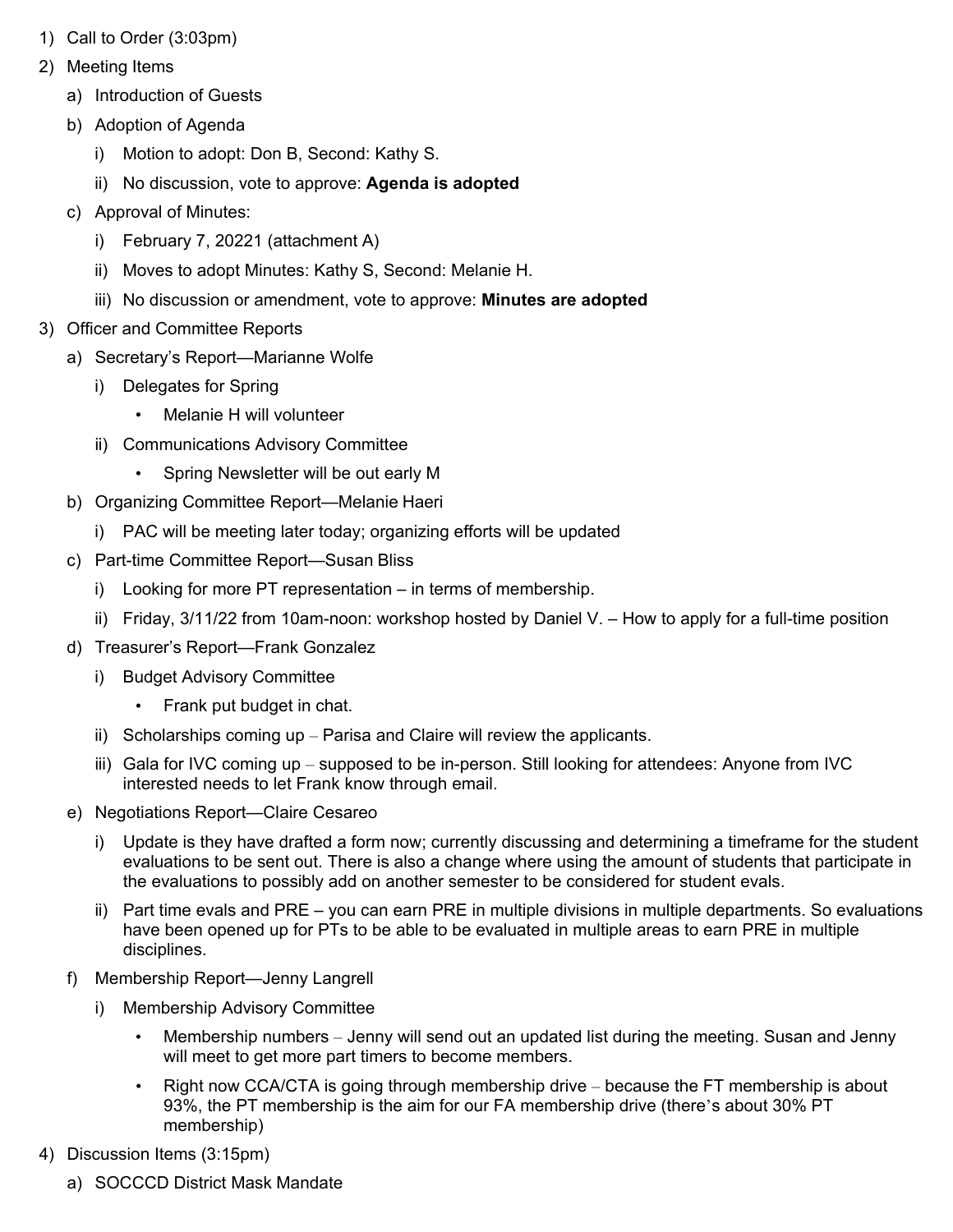1) Call to Order (3:03pm)
2) Meeting Items
   a) Introduction of Guests
   b) Adoption of Agenda
      i) Motion to adopt: Don B, Second: Kathy S.
      ii) No discussion, vote to approve: **Agenda is adopted**
   c) Approval of Minutes:
      i) February 7, 20221 (attachment A)
      ii) Moves to adopt Minutes: Kathy S, Second: Melanie H.
      iii) No discussion or amendment, vote to approve: **Minutes are adopted**
3) Officer and Committee Reports
   a) Secretary's Report—Marianne Wolfe
      i) Delegates for Spring
         - Melanie H will volunteer
      ii) Communications Advisory Committee
         - Spring Newsletter will be out early M
   b) Organizing Committee Report—Melanie Haeri
      i) PAC will be meeting later today; organizing efforts will be updated
   c) Part-time Committee Report—Susan Bliss
      i) Looking for more PT representation – in terms of membership.
      ii) Friday, 3/11/22 from 10am-noon: workshop hosted by Daniel V. – How to apply for a full-time position
   d) Treasurer's Report—Frank Gonzalez
      i) Budget Advisory Committee
         - Frank put budget in chat.
      ii) Scholarships coming up – Parisa and Claire will review the applicants.
      iii) Gala for IVC coming up – supposed to be in-person. Still looking for attendees: Anyone from IVC interested needs to let Frank know through email.
   e) Negotiations Report—Claire Cesareo
      i) Update is they have drafted a form now; currently discussing and determining a timeframe for the student evaluations to be sent out. There is also a change where using the amount of students that participate in the evaluations to possibly add on another semester to be considered for student evals.
      ii) Part time evals and PRE – you can earn PRE in multiple divisions in multiple departments. So evaluations have been opened up for PTs to be able to be evaluated in multiple areas to earn PRE in multiple disciplines.
   f) Membership Report—Jenny Langrell
      i) Membership Advisory Committee
         - Membership numbers – Jenny will send out an updated list during the meeting. Susan and Jenny will meet to get more part timers to become members.
         - Right now CCA/CTA is going through membership drive – because the FT membership is about 93%, the PT membership is the aim for our FA membership drive (there's about 30% PT membership)
4) Discussion Items (3:15pm)
   a) SOCCCD District Mask Mandate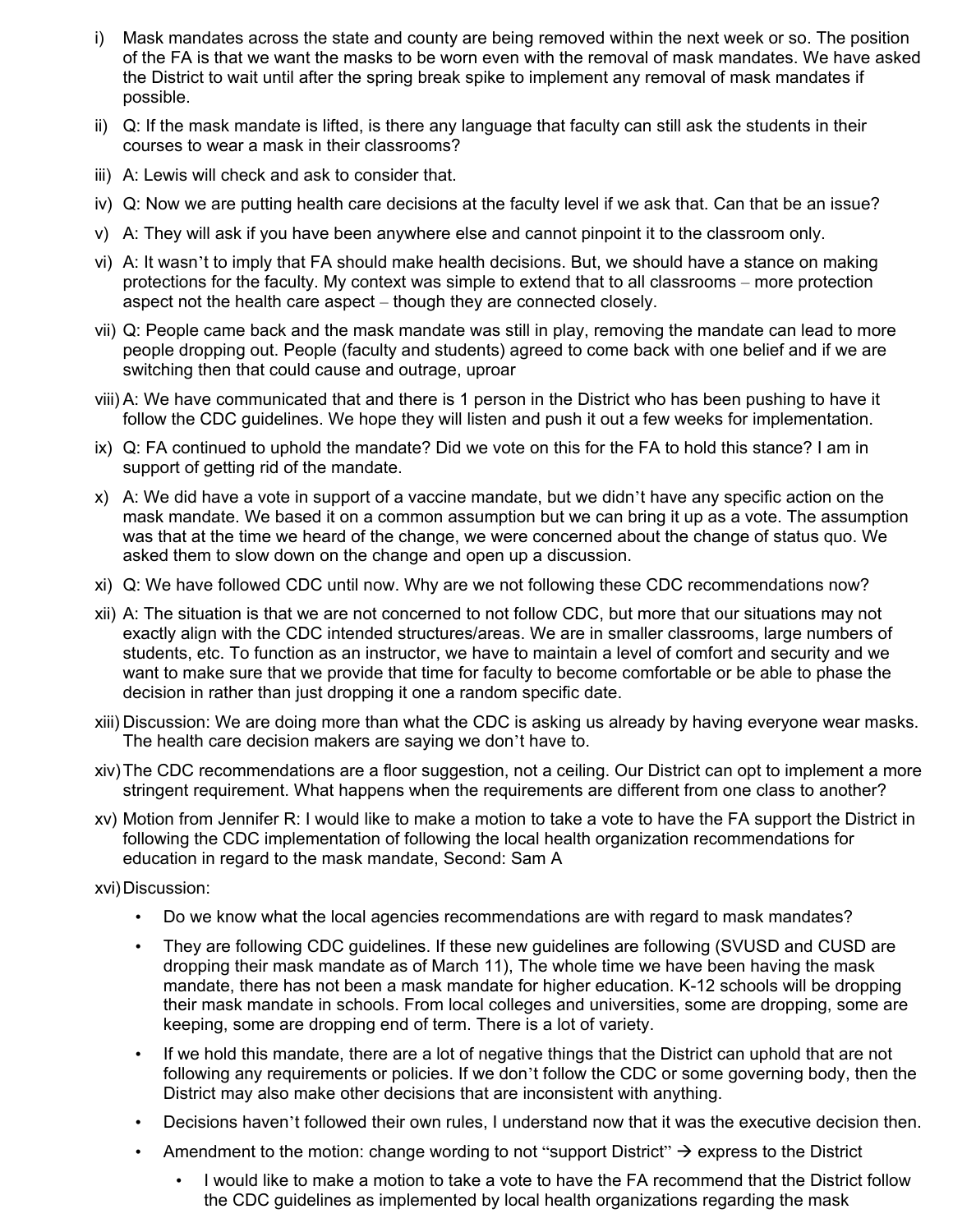i) Mask mandates across the state and county are being removed within the next week or so. The position of the FA is that we want the masks to be worn even with the removal of mask mandates. We have asked the District to wait until after the spring break spike to implement any removal of mask mandates if possible.

ii) Q: If the mask mandate is lifted, is there any language that faculty can still ask the students in their courses to wear a mask in their classrooms?

iii) A: Lewis will check and ask to consider that.

iv) Q: Now we are putting health care decisions at the faculty level if we ask that. Can that be an issue?

v) A: They will ask if you have been anywhere else and cannot pinpoint it to the classroom only.

vi) A: It wasn't to imply that FA should make health decisions. But, we should have a stance on making protections for the faculty. My context was simple to extend that to all classrooms – more protection aspect not the health care aspect – though they are connected closely.

vii) Q: People came back and the mask mandate was still in play, removing the mandate can lead to more people dropping out. People (faculty and students) agreed to come back with one belief and if we are switching then that could cause and outrage, uproar

viii) A: We have communicated that and there is 1 person in the District who has been pushing to have it follow the CDC guidelines. We hope they will listen and push it out a few weeks for implementation.

ix) Q: FA continued to uphold the mandate? Did we vote on this for the FA to hold this stance? I am in support of getting rid of the mandate.

x) A: We did have a vote in support of a vaccine mandate, but we didn't have any specific action on the mask mandate. We based it on a common assumption but we can bring it up as a vote. The assumption was that at the time we heard of the change, we were concerned about the change of status quo. We asked them to slow down on the change and open up a discussion.

xi) Q: We have followed CDC until now. Why are we not following these CDC recommendations now?

xii) A: The situation is that we are not concerned to not follow CDC, but more that our situations may not exactly align with the CDC intended structures/areas. We are in smaller classrooms, large numbers of students, etc. To function as an instructor, we have to maintain a level of comfort and security and we want to make sure that we provide that time for faculty to become comfortable or be able to phase the decision in rather than just dropping it one a random specific date.

xiii) Discussion: We are doing more than what the CDC is asking us already by having everyone wear masks. The health care decision makers are saying we don't have to.

xiv) The CDC recommendations are a floor suggestion, not a ceiling. Our District can opt to implement a more stringent requirement. What happens when the requirements are different from one class to another?

xv) Motion from Jennifer R: I would like to make a motion to take a vote to have the FA support the District in following the CDC implementation of following the local health organization recommendations for education in regard to the mask mandate, Second: Sam A

xvi) Discussion:

- Do we know what the local agencies recommendations are with regard to mask mandates?
- They are following CDC guidelines. If these new guidelines are following (SVUSD and CUSD are dropping their mask mandate as of March 11), The whole time we have been having the mask mandate, there has not been a mask mandate for higher education. K-12 schools will be dropping their mask mandate in schools. From local colleges and universities, some are dropping, some are keeping, some are dropping end of term. There is a lot of variety.
- If we hold this mandate, there are a lot of negative things that the District can uphold that are not following any requirements or policies. If we don't follow the CDC or some governing body, then the District may also make other decisions that are inconsistent with anything.
- Decisions haven't followed their own rules, I understand now that it was the executive decision then.
- Amendment to the motion: change wording to not "support District" → express to the District
  - I would like to make a motion to take a vote to have the FA recommend that the District follow the CDC guidelines as implemented by local health organizations regarding the mask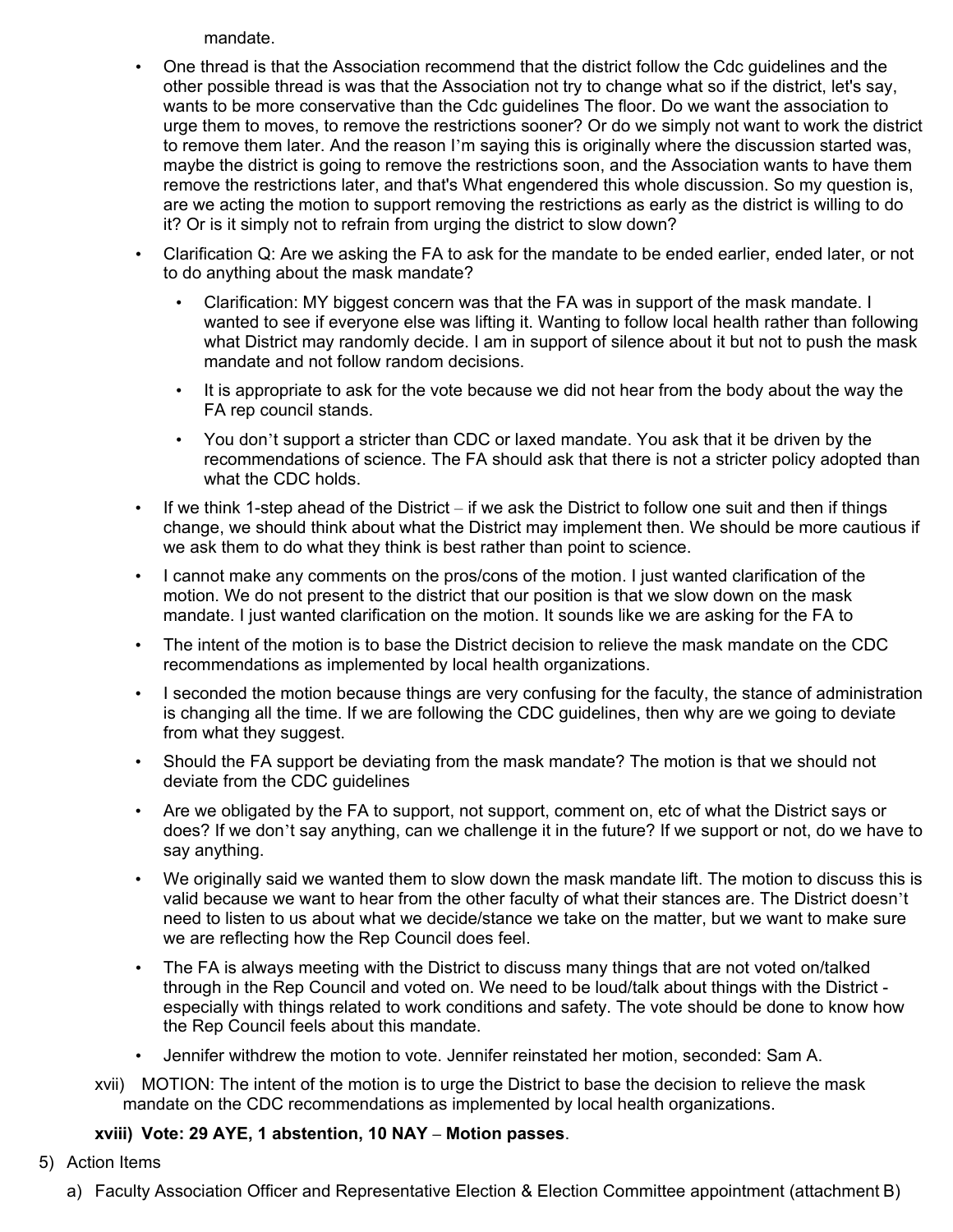mandate.

- One thread is that the Association recommend that the district follow the Cdc guidelines and the other possible thread is was that the Association not try to change what so if the district, let's say, wants to be more conservative than the Cdc guidelines The floor. Do we want the association to urge them to moves, to remove the restrictions sooner? Or do we simply not want to work the district to remove them later. And the reason I'm saying this is originally where the discussion started was, maybe the district is going to remove the restrictions soon, and the Association wants to have them remove the restrictions later, and that's What engendered this whole discussion. So my question is, are we acting the motion to support removing the restrictions as early as the district is willing to do it? Or is it simply not to refrain from urging the district to slow down?
- Clarification Q: Are we asking the FA to ask for the mandate to be ended earlier, ended later, or not to do anything about the mask mandate?
  - Clarification: MY biggest concern was that the FA was in support of the mask mandate. I wanted to see if everyone else was lifting it. Wanting to follow local health rather than following what District may randomly decide. I am in support of silence about it but not to push the mask mandate and not follow random decisions.
  - It is appropriate to ask for the vote because we did not hear from the body about the way the FA rep council stands.
  - You don't support a stricter than CDC or laxed mandate. You ask that it be driven by the recommendations of science. The FA should ask that there is not a stricter policy adopted than what the CDC holds.
- If we think 1-step ahead of the District – if we ask the District to follow one suit and then if things change, we should think about what the District may implement then. We should be more cautious if we ask them to do what they think is best rather than point to science.
- I cannot make any comments on the pros/cons of the motion. I just wanted clarification of the motion. We do not present to the district that our position is that we slow down on the mask mandate. I just wanted clarification on the motion. It sounds like we are asking for the FA to
- The intent of the motion is to base the District decision to relieve the mask mandate on the CDC recommendations as implemented by local health organizations.
- I seconded the motion because things are very confusing for the faculty, the stance of administration is changing all the time. If we are following the CDC guidelines, then why are we going to deviate from what they suggest.
- Should the FA support be deviating from the mask mandate? The motion is that we should not deviate from the CDC guidelines
- Are we obligated by the FA to support, not support, comment on, etc of what the District says or does? If we don't say anything, can we challenge it in the future? If we support or not, do we have to say anything.
- We originally said we wanted them to slow down the mask mandate lift. The motion to discuss this is valid because we want to hear from the other faculty of what their stances are. The District doesn't need to listen to us about what we decide/stance we take on the matter, but we want to make sure we are reflecting how the Rep Council does feel.
- The FA is always meeting with the District to discuss many things that are not voted on/talked through in the Rep Council and voted on. We need to be loud/talk about things with the District - especially with things related to work conditions and safety. The vote should be done to know how the Rep Council feels about this mandate.
  - Jennifer withdrew the motion to vote. Jennifer reinstated her motion, seconded: Sam A.

xvii) MOTION: The intent of the motion is to urge the District to base the decision to relieve the mask mandate on the CDC recommendations as implemented by local health organizations.

**xviii) Vote: 29 AYE, 1 abstention, 10 NAY – Motion passes**.

5) Action Items

   a) Faculty Association Officer and Representative Election & Election Committee appointment (attachment B)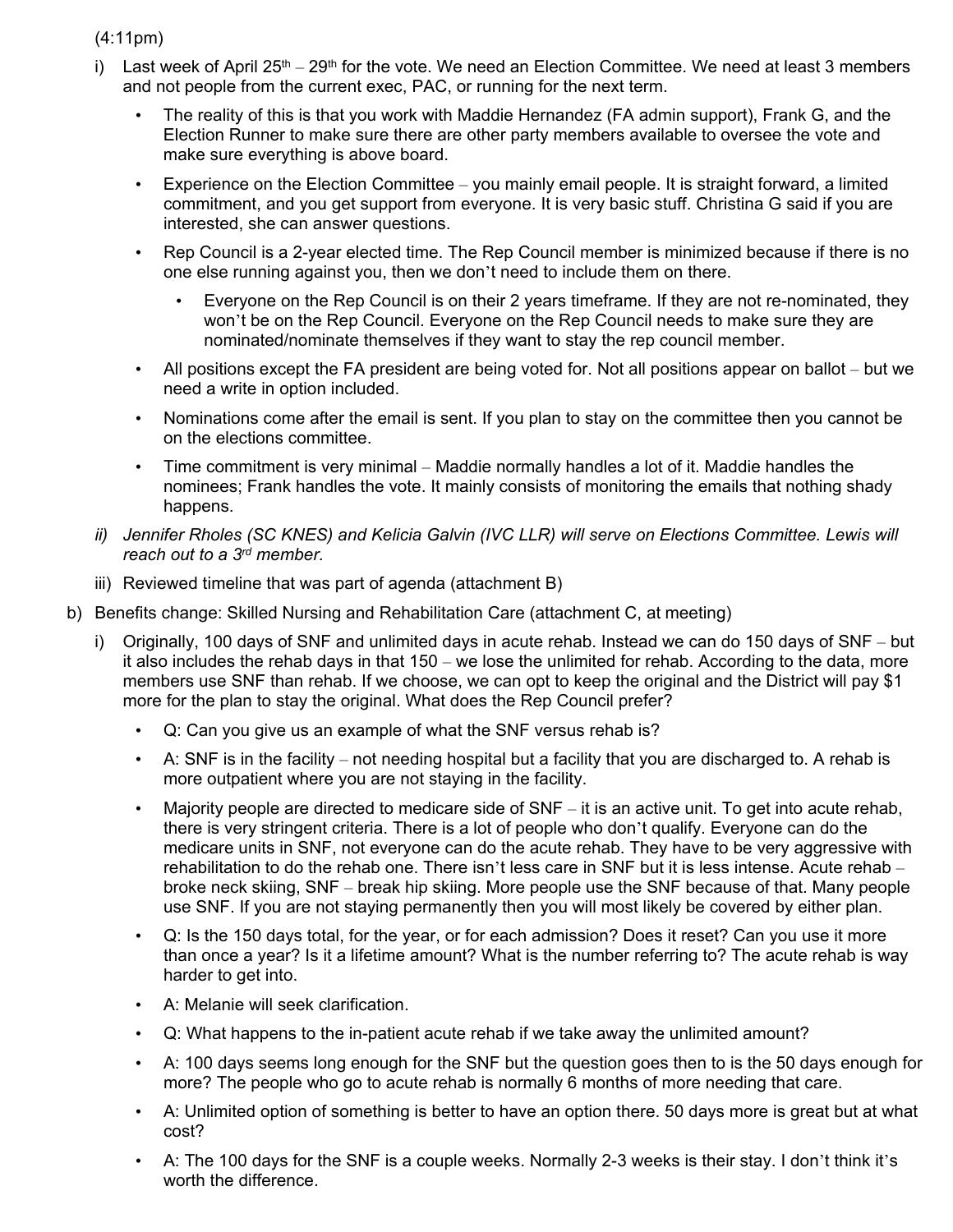(4:11pm)

i) Last week of April 25th – 29th for the vote. We need an Election Committee. We need at least 3 members and not people from the current exec, PAC, or running for the next term.
   - The reality of this is that you work with Maddie Hernandez (FA admin support), Frank G, and the Election Runner to make sure there are other party members available to oversee the vote and make sure everything is above board.
   - Experience on the Election Committee – you mainly email people. It is straight forward, a limited commitment, and you get support from everyone. It is very basic stuff. Christina G said if you are interested, she can answer questions.
   - Rep Council is a 2-year elected time. The Rep Council member is minimized because if there is no one else running against you, then we don't need to include them on there.
     - Everyone on the Rep Council is on their 2 years timeframe. If they are not re-nominated, they won't be on the Rep Council. Everyone on the Rep Council needs to make sure they are nominated/nominate themselves if they want to stay the rep council member.
   - All positions except the FA president are being voted for. Not all positions appear on ballot – but we need a write in option included.
   - Nominations come after the email is sent. If you plan to stay on the committee then you cannot be on the elections committee.
   - Time commitment is very minimal – Maddie normally handles a lot of it. Maddie handles the nominees; Frank handles the vote. It mainly consists of monitoring the emails that nothing shady happens.

ii) *Jennifer Rholes (SC KNES) and Kelicia Galvin (IVC LLR) will serve on Elections Committee. Lewis will reach out to a 3rd member.*

iii) Reviewed timeline that was part of agenda (attachment B)

b) Benefits change: Skilled Nursing and Rehabilitation Care (attachment C, at meeting)

i) Originally, 100 days of SNF and unlimited days in acute rehab. Instead we can do 150 days of SNF – but it also includes the rehab days in that 150 – we lose the unlimited for rehab. According to the data, more members use SNF than rehab. If we choose, we can opt to keep the original and the District will pay $1 more for the plan to stay the original. What does the Rep Council prefer?
   - Q: Can you give us an example of what the SNF versus rehab is?
   - A: SNF is in the facility – not needing hospital but a facility that you are discharged to. A rehab is more outpatient where you are not staying in the facility.
   - Majority people are directed to medicare side of SNF – it is an active unit. To get into acute rehab, there is very stringent criteria. There is a lot of people who don't qualify. Everyone can do the medicare units in SNF, not everyone can do the acute rehab. They have to be very aggressive with rehabilitation to do the rehab one. There isn't less care in SNF but it is less intense. Acute rehab – broke neck skiing, SNF – break hip skiing. More people use the SNF because of that. Many people use SNF. If you are not staying permanently then you will most likely be covered by either plan.
   - Q: Is the 150 days total, for the year, or for each admission? Does it reset? Can you use it more than once a year? Is it a lifetime amount? What is the number referring to? The acute rehab is way harder to get into.
   - A: Melanie will seek clarification.
   - Q: What happens to the in-patient acute rehab if we take away the unlimited amount?
   - A: 100 days seems long enough for the SNF but the question goes then to is the 50 days enough for more? The people who go to acute rehab is normally 6 months of more needing that care.
   - A: Unlimited option of something is better to have an option there. 50 days more is great but at what cost?
   - A: The 100 days for the SNF is a couple weeks. Normally 2-3 weeks is their stay. I don't think it's worth the difference.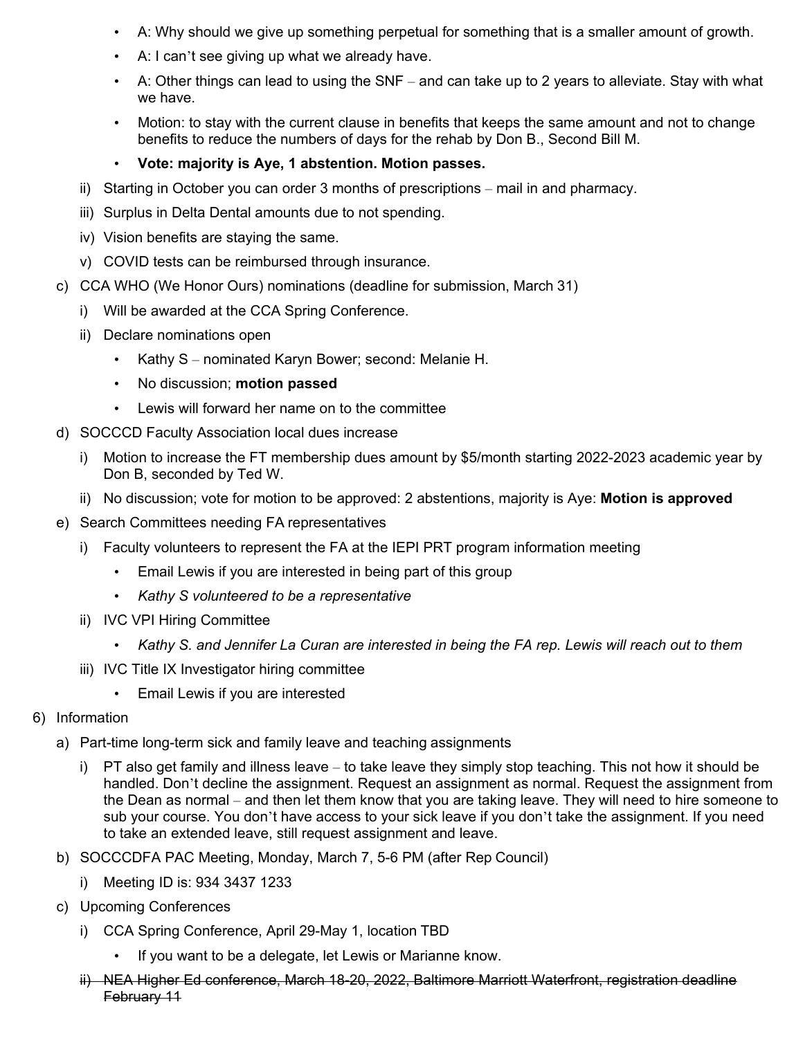- A: Why should we give up something perpetual for something that is a smaller amount of growth.
- A: I can't see giving up what we already have.
- A: Other things can lead to using the SNF – and can take up to 2 years to alleviate. Stay with what we have.
- Motion: to stay with the current clause in benefits that keeps the same amount and not to change benefits to reduce the numbers of days for the rehab by Don B., Second Bill M.
- **Vote: majority is Aye, 1 abstention. Motion passes.**

ii) Starting in October you can order 3 months of prescriptions – mail in and pharmacy.

iii) Surplus in Delta Dental amounts due to not spending.

iv) Vision benefits are staying the same.

v) COVID tests can be reimbursed through insurance.

c) CCA WHO (We Honor Ours) nominations (deadline for submission, March 31)

i) Will be awarded at the CCA Spring Conference.

ii) Declare nominations open

- Kathy S – nominated Karyn Bower; second: Melanie H.
- No discussion; **motion passed**
- Lewis will forward her name on to the committee

d) SOCCCD Faculty Association local dues increase

i) Motion to increase the FT membership dues amount by $5/month starting 2022-2023 academic year by Don B, seconded by Ted W.

ii) No discussion; vote for motion to be approved: 2 abstentions, majority is Aye: **Motion is approved**

e) Search Committees needing FA representatives

i) Faculty volunteers to represent the FA at the IEPI PRT program information meeting

- Email Lewis if you are interested in being part of this group
- *Kathy S volunteered to be a representative*

ii) IVC VPI Hiring Committee

- *Kathy S. and Jennifer La Curan are interested in being the FA rep. Lewis will reach out to them*

iii) IVC Title IX Investigator hiring committee

- Email Lewis if you are interested

6) Information

a) Part-time long-term sick and family leave and teaching assignments

i) PT also get family and illness leave – to take leave they simply stop teaching. This not how it should be handled. Don't decline the assignment. Request an assignment as normal. Request the assignment from the Dean as normal – and then let them know that you are taking leave. They will need to hire someone to sub your course. You don't have access to your sick leave if you don't take the assignment. If you need to take an extended leave, still request assignment and leave.

b) SOCCCDFA PAC Meeting, Monday, March 7, 5-6 PM (after Rep Council)

i) Meeting ID is: 934 3437 1233

c) Upcoming Conferences

i) CCA Spring Conference, April 29-May 1, location TBD

- If you want to be a delegate, let Lewis or Marianne know.

~~ii) NEA Higher Ed conference, March 18-20, 2022, Baltimore Marriott Waterfront, registration deadline February 11~~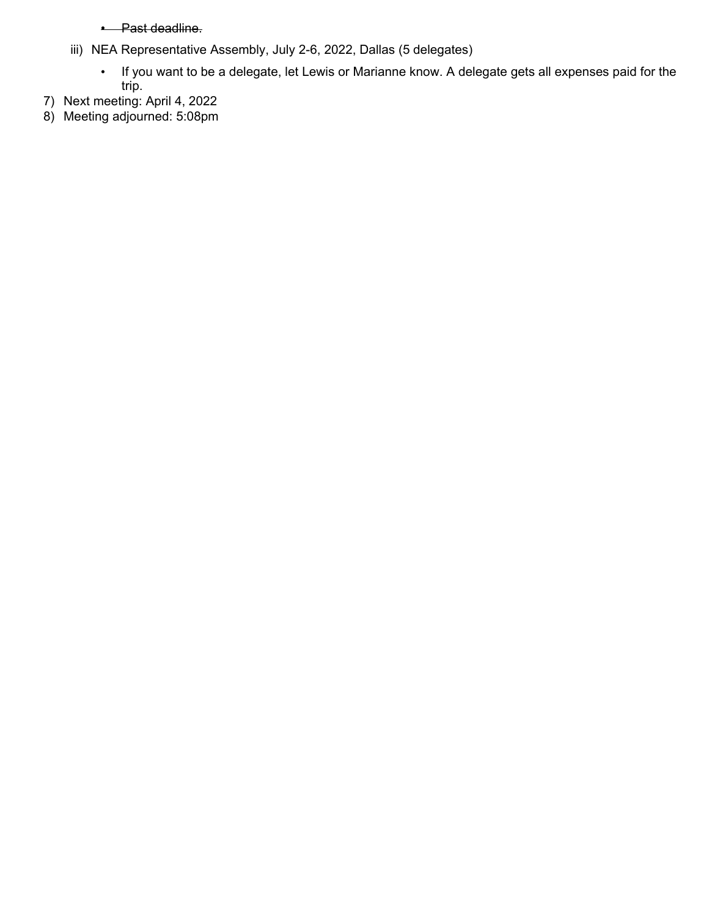- ~~Past deadline.~~

iii) NEA Representative Assembly, July 2-6, 2022, Dallas (5 delegates)

- If you want to be a delegate, let Lewis or Marianne know. A delegate gets all expenses paid for the trip.

7) Next meeting: April 4, 2022
8) Meeting adjourned: 5:08pm